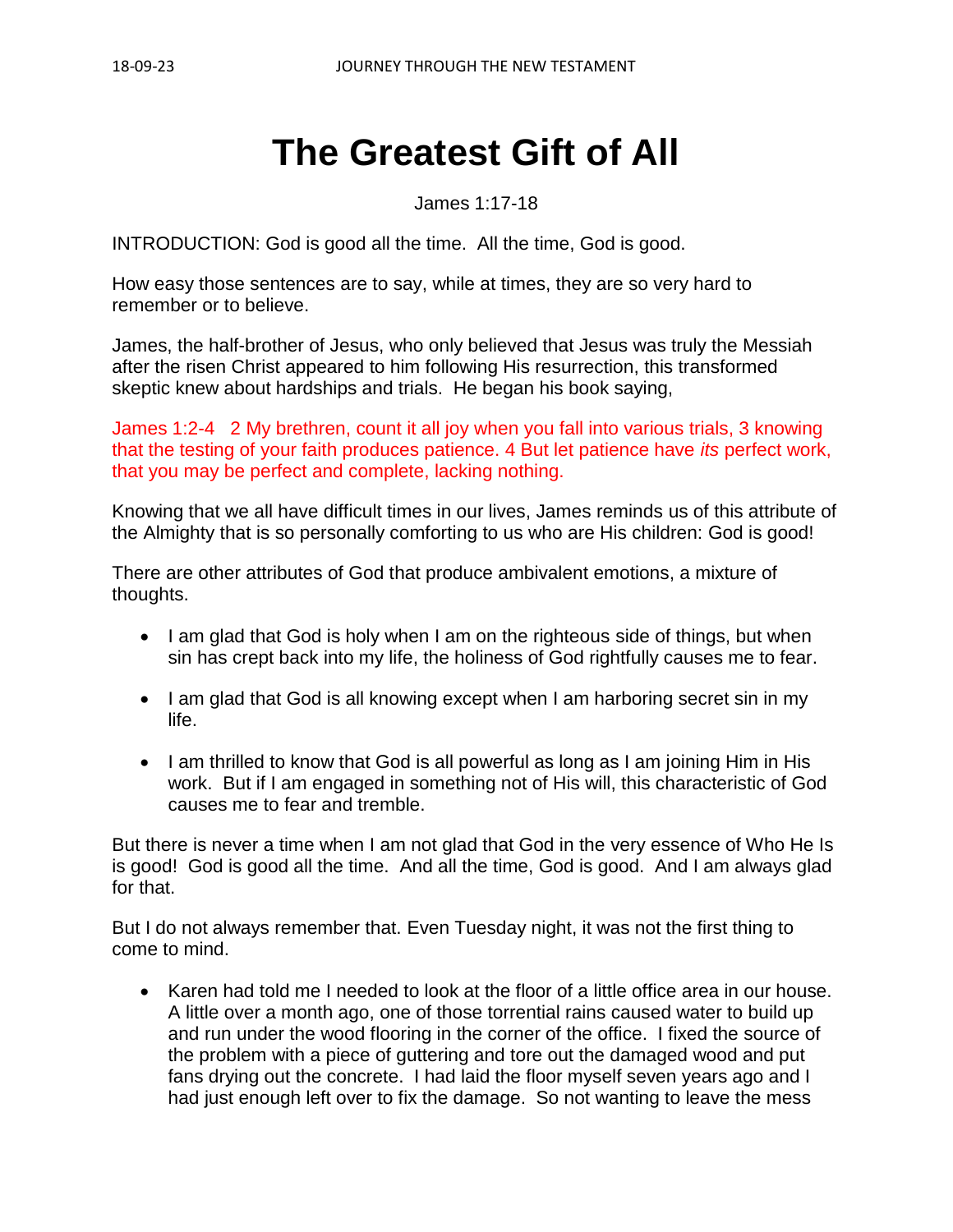# The Greatest Gift of All

James 1:17-18

INTRODUCTION: God is good all the time. All the time, God is good.

How easy those sentences are to say, while at times, they are so very hard to remember or to believe.

James, the half-brother of Jesus, who only believed that Jesus was truly the Messiah after the risen Christ appeared to him following His resurrection, this transformed skeptic knew about hardships and trials. He began his book saying,

James 1:2-4 2 My brethren, count it all joy when you fall into various trials, 3 knowing that the testing of your faith produces patience. 4 But let patience have *its* perfect work, that you may be perfect and complete, lacking nothing.

Knowing that we all have difficult times in our lives, James reminds us of this attribute of the Almighty that is so personally comforting to us who are His children: God is good!

There are other attributes of God that produce ambivalent emotions, a mixture of thoughts.

- I am glad that God is holy when I am on the righteous side of things, but when sin has crept back into my life, the holiness of God rightfully causes me to fear.
- I am glad that God is all knowing except when I am harboring secret sin in my life.
- I am thrilled to know that God is all powerful as long as I am joining Him in His work. But if I am engaged in something not of His will, this characteristic of God causes me to fear and tremble.

But there is never a time when I am not glad that God in the very essence of Who He Is is good! God is good all the time. And all the time, God is good. And I am always glad for that.

But I do not always remember that. Even Tuesday night, it was not the first thing to come to mind.

- Karen had told me I needed to look at the floor of a little office area in our house. A little over a month ago, one of those torrential rains caused water to build up and run under the wood flooring in the corner of the office. I fixed the source of the problem with a piece of guttering and tore out the damaged wood and put fans drying out the concrete. I had laid the floor myself seven years ago and I had just enough left over to fix the damage. So not wanting to leave the mess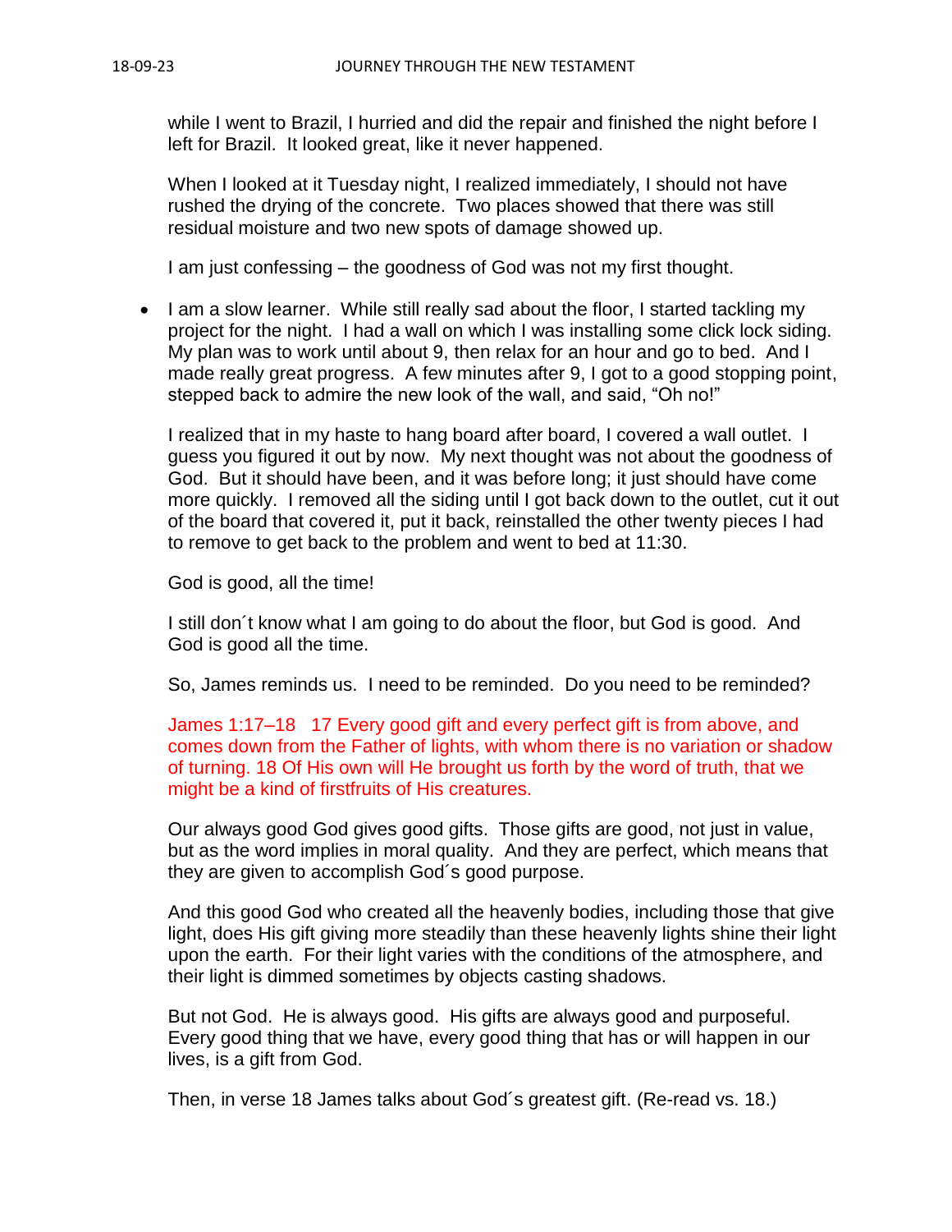while I went to Brazil, I hurried and did the repair and finished the night before I left for Brazil. It looked great, like it never happened.

When I looked at it Tuesday night, I realized immediately, I should not have rushed the drying of the concrete. Two places showed that there was still residual moisture and two new spots of damage showed up.

I am just confessing – the goodness of God was not my first thought.

- I am a slow learner. While still really sad about the floor, I started tackling my project for the night. I had a wall on which I was installing some click lock siding. My plan was to work until about 9, then relax for an hour and go to bed. And I made really great progress. A few minutes after 9, I got to a good stopping point, stepped back to admire the new look of the wall, and said, "Oh no!"

  I realized that in my haste to hang board after board, I covered a wall outlet. I guess you figured it out by now. My next thought was not about the goodness of God. But it should have been, and it was before long; it just should have come more quickly. I removed all the siding until I got back down to the outlet, cut it out of the board that covered it, put it back, reinstalled the other twenty pieces I had to remove to get back to the problem and went to bed at 11:30.

  God is good, all the time!

  I still don´t know what I am going to do about the floor, but God is good. And God is good all the time.

  So, James reminds us. I need to be reminded. Do you need to be reminded?

  James 1:17–18 17 Every good gift and every perfect gift is from above, and comes down from the Father of lights, with whom there is no variation or shadow of turning. 18 Of His own will He brought us forth by the word of truth, that we might be a kind of firstfruits of His creatures.

  Our always good God gives good gifts. Those gifts are good, not just in value, but as the word implies in moral quality. And they are perfect, which means that they are given to accomplish God´s good purpose.

  And this good God who created all the heavenly bodies, including those that give light, does His gift giving more steadily than these heavenly lights shine their light upon the earth. For their light varies with the conditions of the atmosphere, and their light is dimmed sometimes by objects casting shadows.

  But not God. He is always good. His gifts are always good and purposeful. Every good thing that we have, every good thing that has or will happen in our lives, is a gift from God.

  Then, in verse 18 James talks about God´s greatest gift. (Re-read vs. 18.)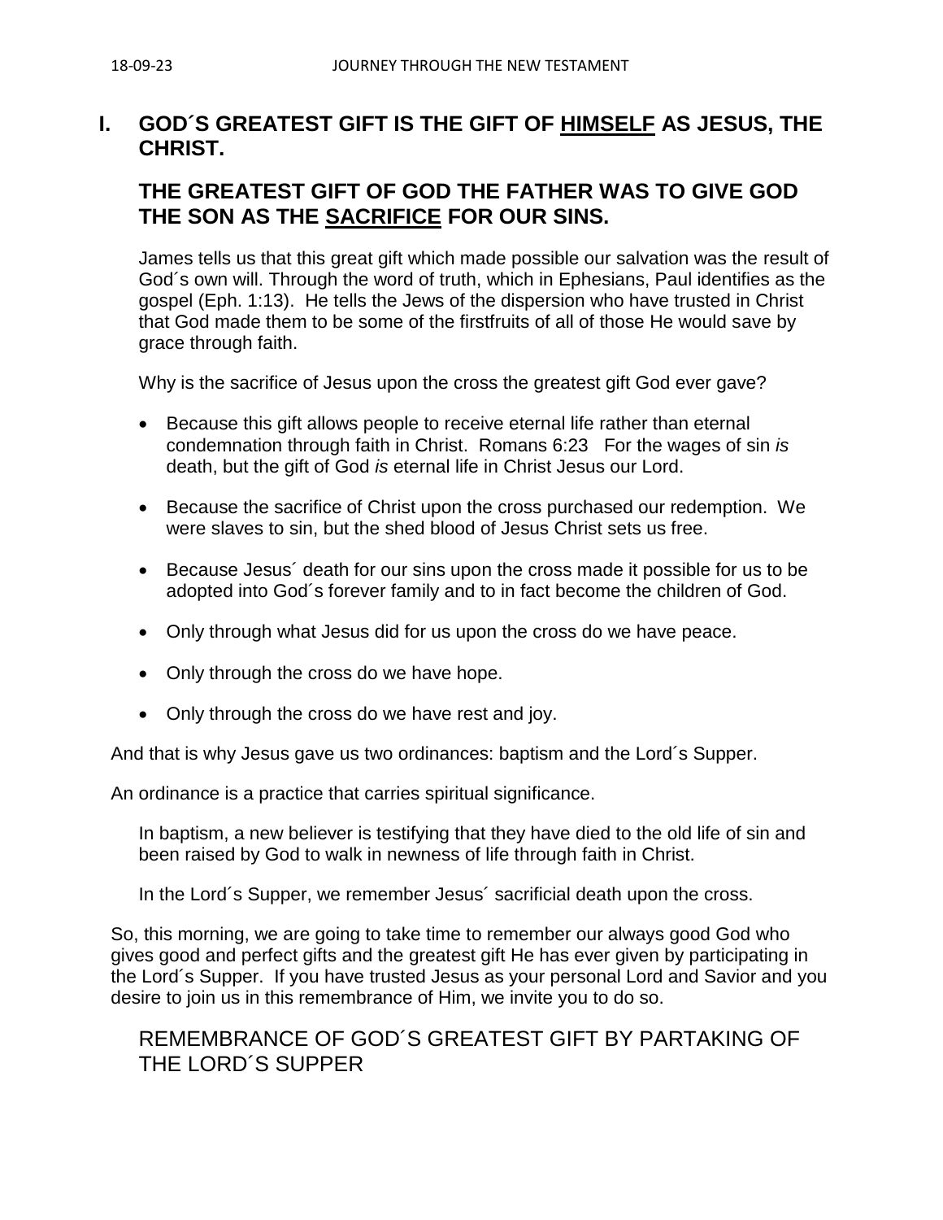## I. GOD´S GREATEST GIFT IS THE GIFT OF <u>HIMSELF</u> AS JESUS, THE CHRIST.

## THE GREATEST GIFT OF GOD THE FATHER WAS TO GIVE GOD THE SON AS THE <u>SACRIFICE</u> FOR OUR SINS.

James tells us that this great gift which made possible our salvation was the result of God´s own will. Through the word of truth, which in Ephesians, Paul identifies as the gospel (Eph. 1:13). He tells the Jews of the dispersion who have trusted in Christ that God made them to be some of the firstfruits of all of those He would save by grace through faith.

Why is the sacrifice of Jesus upon the cross the greatest gift God ever gave?

- Because this gift allows people to receive eternal life rather than eternal condemnation through faith in Christ. Romans 6:23 For the wages of sin *is* death, but the gift of God *is* eternal life in Christ Jesus our Lord.
- Because the sacrifice of Christ upon the cross purchased our redemption. We were slaves to sin, but the shed blood of Jesus Christ sets us free.
- Because Jesus´ death for our sins upon the cross made it possible for us to be adopted into God´s forever family and to in fact become the children of God.
- Only through what Jesus did for us upon the cross do we have peace.
- Only through the cross do we have hope.
- Only through the cross do we have rest and joy.

And that is why Jesus gave us two ordinances: baptism and the Lord´s Supper.

An ordinance is a practice that carries spiritual significance.

In baptism, a new believer is testifying that they have died to the old life of sin and been raised by God to walk in newness of life through faith in Christ.

In the Lord´s Supper, we remember Jesus´ sacrificial death upon the cross.

So, this morning, we are going to take time to remember our always good God who gives good and perfect gifts and the greatest gift He has ever given by participating in the Lord´s Supper. If you have trusted Jesus as your personal Lord and Savior and you desire to join us in this remembrance of Him, we invite you to do so.

## REMEMBRANCE OF GOD´S GREATEST GIFT BY PARTAKING OF THE LORD´S SUPPER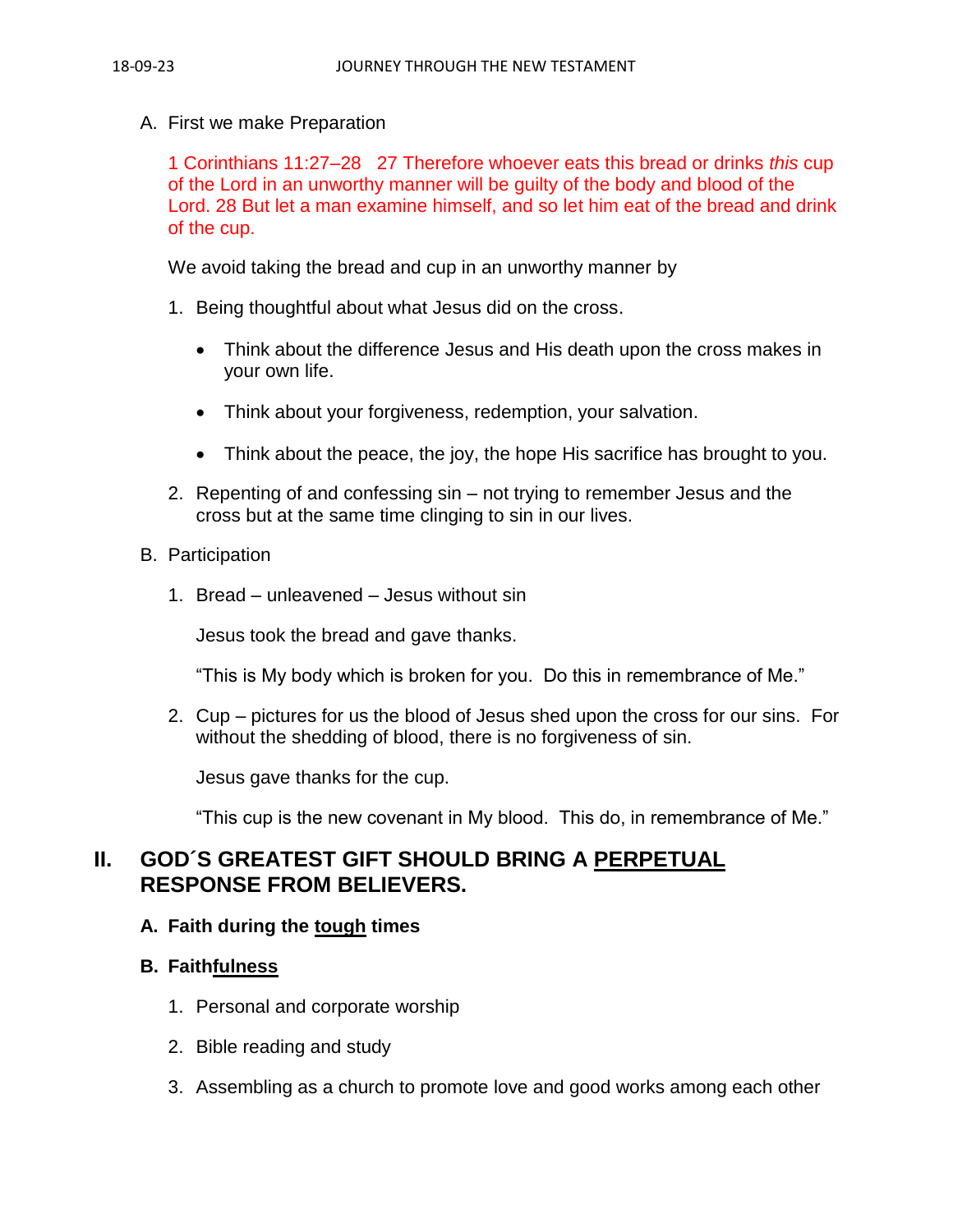A. First we make Preparation

1 Corinthians 11:27–28   27 Therefore whoever eats this bread or drinks *this* cup of the Lord in an unworthy manner will be guilty of the body and blood of the Lord. 28 But let a man examine himself, and so let him eat of the bread and drink of the cup.

We avoid taking the bread and cup in an unworthy manner by

1. Being thoughtful about what Jesus did on the cross.

    - Think about the difference Jesus and His death upon the cross makes in your own life.
    - Think about your forgiveness, redemption, your salvation.
    - Think about the peace, the joy, the hope His sacrifice has brought to you.

2. Repenting of and confessing sin – not trying to remember Jesus and the cross but at the same time clinging to sin in our lives.

B. Participation

1. Bread – unleavened – Jesus without sin

    Jesus took the bread and gave thanks.

    "This is My body which is broken for you.  Do this in remembrance of Me."

2. Cup – pictures for us the blood of Jesus shed upon the cross for our sins.  For without the shedding of blood, there is no forgiveness of sin.

    Jesus gave thanks for the cup.

    "This cup is the new covenant in My blood.  This do, in remembrance of Me."

## II. GOD´S GREATEST GIFT SHOULD BRING A <u>PERPETUAL</u> RESPONSE FROM BELIEVERS.

### A. Faith during the <u>tough</u> times

### B. Faith<u>fulness</u>

1. Personal and corporate worship
2. Bible reading and study
3. Assembling as a church to promote love and good works among each other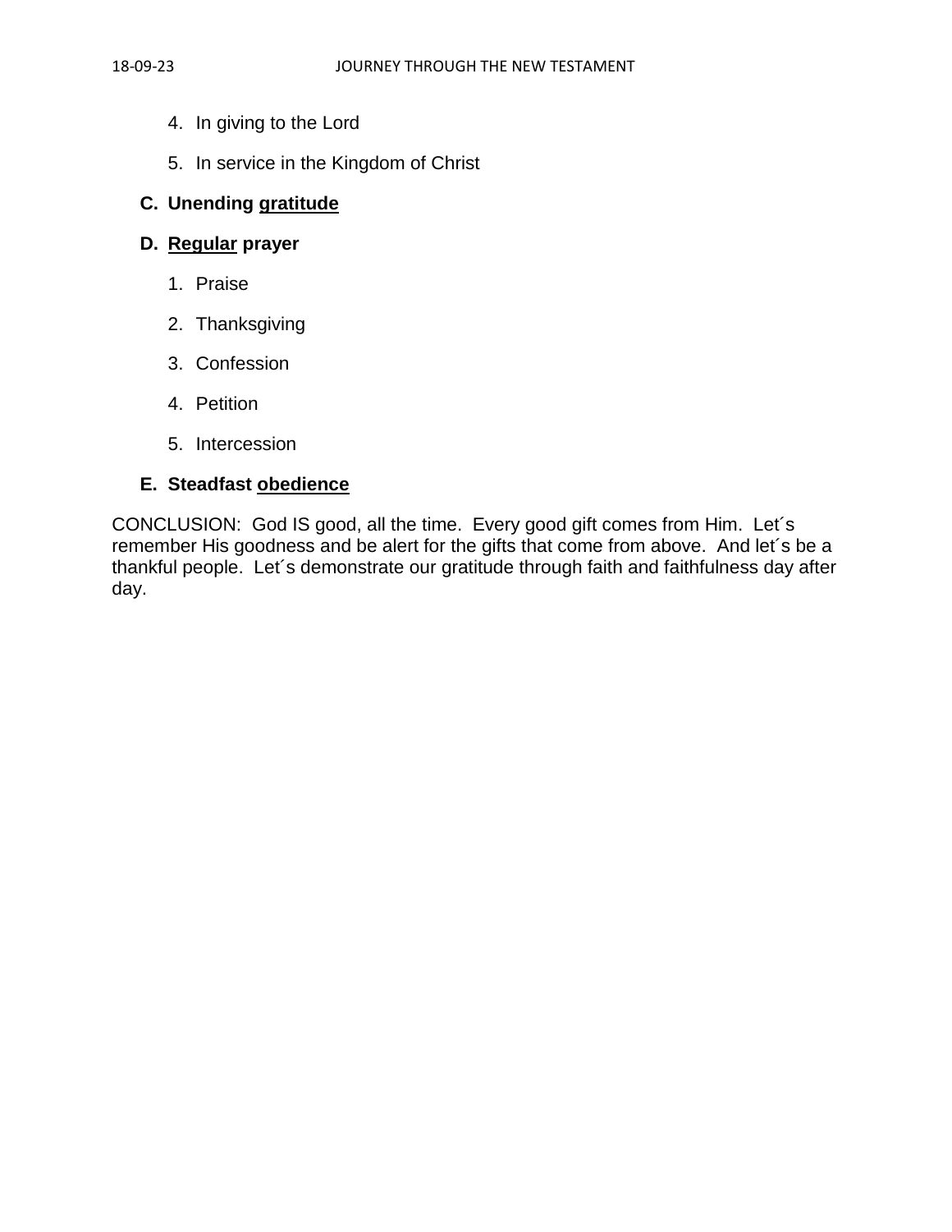4. In giving to the Lord
5. In service in the Kingdom of Christ

**C. Unending <u>gratitude</u>**

**D. <u>Regular</u> prayer**

1. Praise
2. Thanksgiving
3. Confession
4. Petition
5. Intercession

**E. Steadfast <u>obedience</u>**

CONCLUSION: God IS good, all the time. Every good gift comes from Him. Let´s remember His goodness and be alert for the gifts that come from above. And let´s be a thankful people. Let´s demonstrate our gratitude through faith and faithfulness day after day.